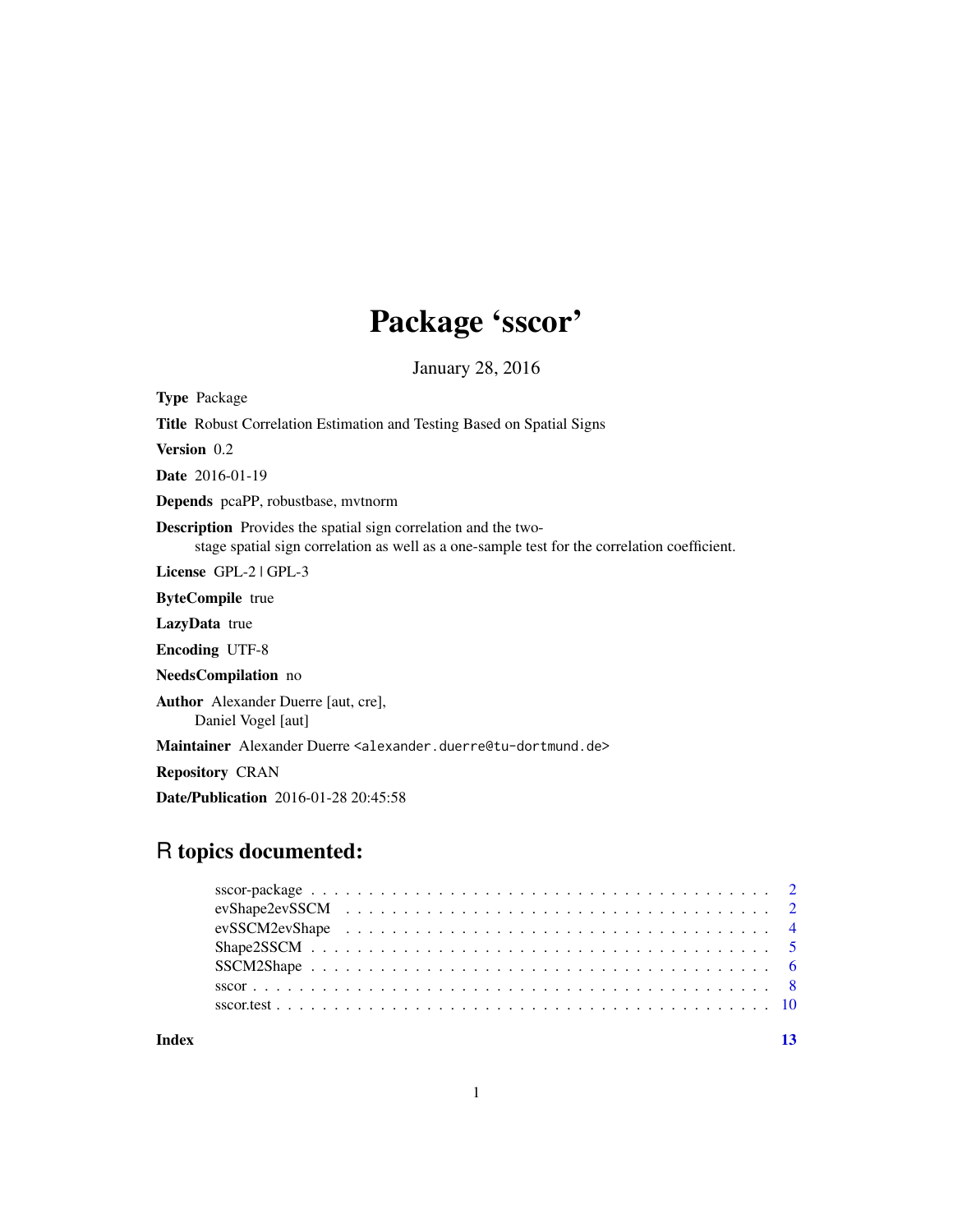# Package 'sscor'

January 28, 2016

**Type** Package

**Title** Robust Correlation Estimation and Testing Based on Spatial Signs

**Version** 0.2

**Date** 2016-01-19

**Depends** pcaPP, robustbase, mvtnorm

**Description** Provides the spatial sign correlation and the two-stage spatial sign correlation as well as a one-sample test for the correlation coefficient.

**License** GPL-2 | GPL-3

**ByteCompile** true

**LazyData** true

**Encoding** UTF-8

**NeedsCompilation** no

**Author** Alexander Duerre [aut, cre], Daniel Vogel [aut]

**Maintainer** Alexander Duerre <alexander.duerre@tu-dortmund.de>

**Repository** CRAN

**Date/Publication** 2016-01-28 20:45:58

## R topics documented:

- sscor-package . . . . . . . . . . . . . . . . . . . . . . . . . . . . . . . . . . . . . . . . 2
- evShape2evSSCM . . . . . . . . . . . . . . . . . . . . . . . . . . . . . . . . . . . . . . 2
- evSSCM2evShape . . . . . . . . . . . . . . . . . . . . . . . . . . . . . . . . . . . . . . 4
- Shape2SSCM . . . . . . . . . . . . . . . . . . . . . . . . . . . . . . . . . . . . . . . . 5
- SSCM2Shape . . . . . . . . . . . . . . . . . . . . . . . . . . . . . . . . . . . . . . . . 6
- sscor . . . . . . . . . . . . . . . . . . . . . . . . . . . . . . . . . . . . . . . . . . . . 8
- sscor.test . . . . . . . . . . . . . . . . . . . . . . . . . . . . . . . . . . . . . . . . . 10

**Index** 13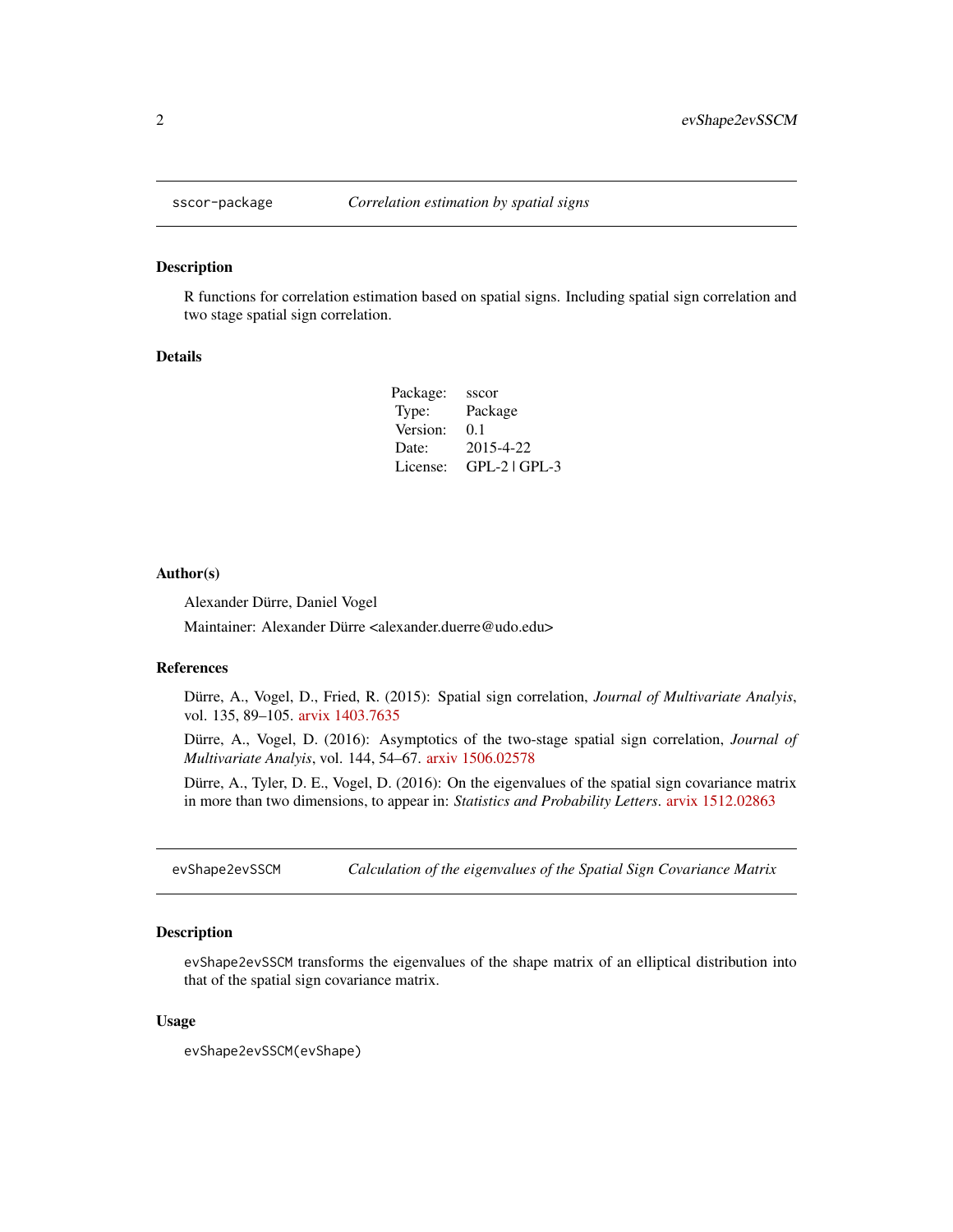## sscor-package — *Correlation estimation by spatial signs*

### Description

R functions for correlation estimation based on spatial signs. Including spatial sign correlation and two stage spatial sign correlation.

### Details

| | |
|---|---|
| Package: | sscor |
| Type: | Package |
| Version: | 0.1 |
| Date: | 2015-4-22 |
| License: | GPL-2 \| GPL-3 |

### Author(s)

Alexander Dürre, Daniel Vogel

Maintainer: Alexander Dürre <alexander.duerre@udo.edu>

### References

Dürre, A., Vogel, D., Fried, R. (2015): Spatial sign correlation, *Journal of Multivariate Analyis*, vol. 135, 89–105. arvix 1403.7635

Dürre, A., Vogel, D. (2016): Asymptotics of the two-stage spatial sign correlation, *Journal of Multivariate Analyis*, vol. 144, 54–67. arxiv 1506.02578

Dürre, A., Tyler, D. E., Vogel, D. (2016): On the eigenvalues of the spatial sign covariance matrix in more than two dimensions, to appear in: *Statistics and Probability Letters*. arvix 1512.02863

## evShape2evSSCM — *Calculation of the eigenvalues of the Spatial Sign Covariance Matrix*

### Description

`evShape2evSSCM` transforms the eigenvalues of the shape matrix of an elliptical distribution into that of the spatial sign covariance matrix.

### Usage

```
evShape2evSSCM(evShape)
```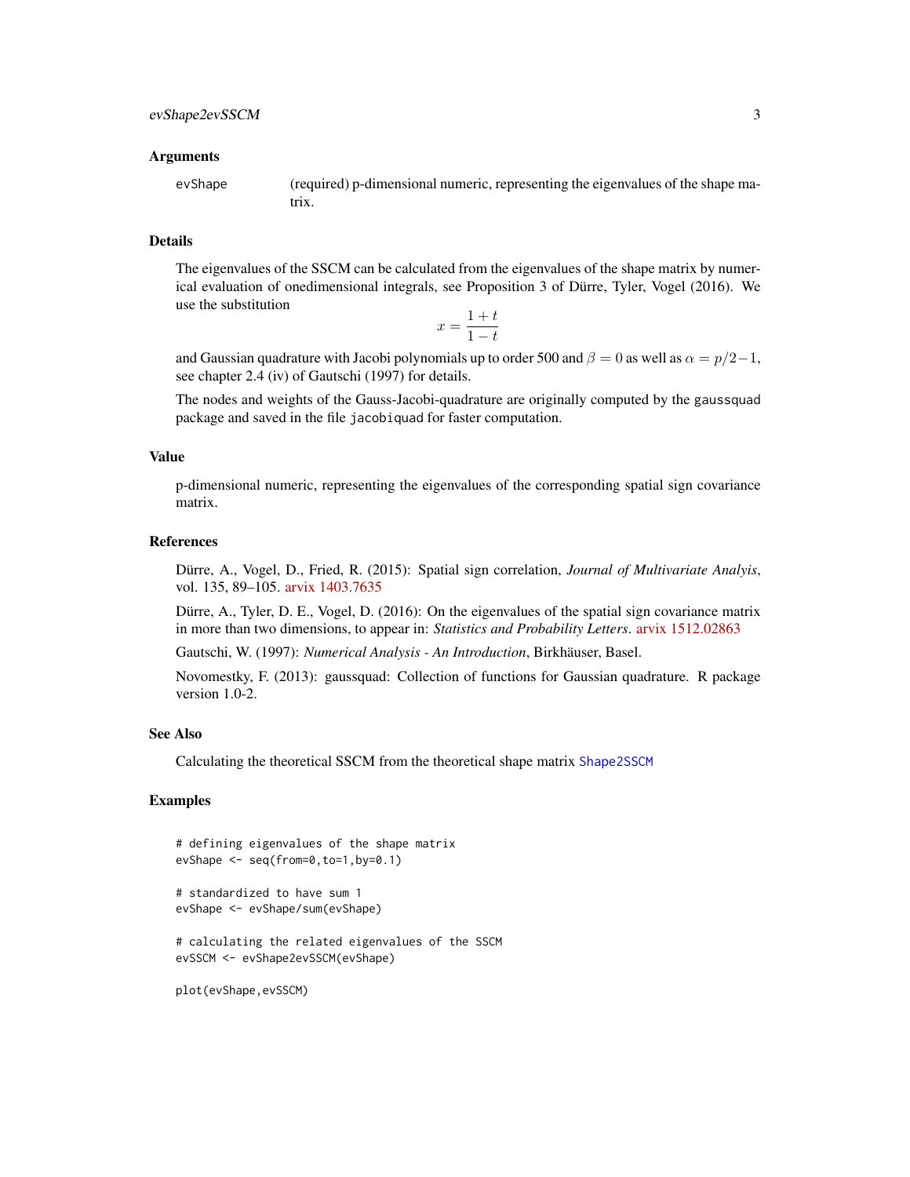### Arguments

evShape (required) p-dimensional numeric, representing the eigenvalues of the shape matrix.

### Details

The eigenvalues of the SSCM can be calculated from the eigenvalues of the shape matrix by numerical evaluation of onedimensional integrals, see Proposition 3 of Dürre, Tyler, Vogel (2016). We use the substitution

$$x = \frac{1+t}{1-t}$$

and Gaussian quadrature with Jacobi polynomials up to order 500 and $\beta = 0$ as well as $\alpha = p/2-1$, see chapter 2.4 (iv) of Gautschi (1997) for details.

The nodes and weights of the Gauss-Jacobi-quadrature are originally computed by the gaussquad package and saved in the file jacobiquad for faster computation.

### Value

p-dimensional numeric, representing the eigenvalues of the corresponding spatial sign covariance matrix.

### References

Dürre, A., Vogel, D., Fried, R. (2015): Spatial sign correlation, *Journal of Multivariate Analyis*, vol. 135, 89–105. arvix 1403.7635

Dürre, A., Tyler, D. E., Vogel, D. (2016): On the eigenvalues of the spatial sign covariance matrix in more than two dimensions, to appear in: *Statistics and Probability Letters*. arvix 1512.02863

Gautschi, W. (1997): *Numerical Analysis - An Introduction*, Birkhäuser, Basel.

Novomestky, F. (2013): gaussquad: Collection of functions for Gaussian quadrature. R package version 1.0-2.

### See Also

Calculating the theoretical SSCM from the theoretical shape matrix Shape2SSCM

### Examples

```
# defining eigenvalues of the shape matrix
evShape <- seq(from=0,to=1,by=0.1)

# standardized to have sum 1
evShape <- evShape/sum(evShape)

# calculating the related eigenvalues of the SSCM
evSSCM <- evShape2evSSCM(evShape)

plot(evShape,evSSCM)
```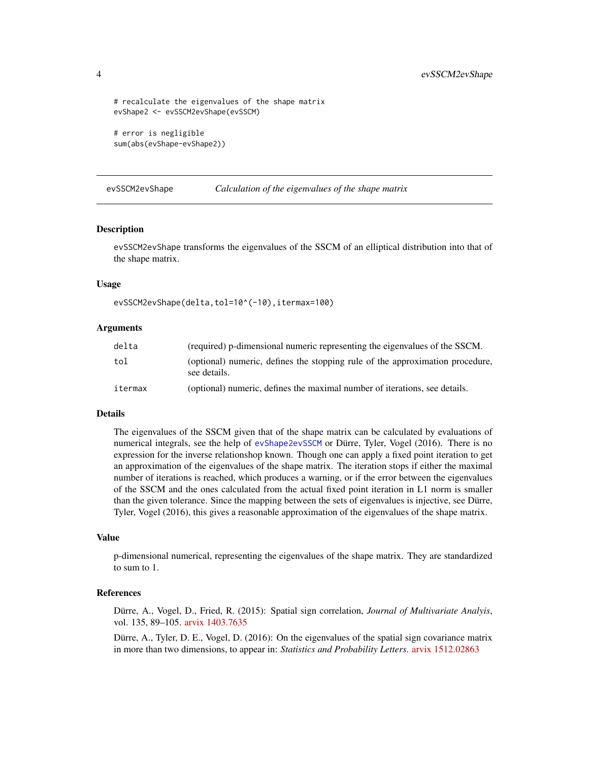```
# recalculate the eigenvalues of the shape matrix
evShape2 <- evSSCM2evShape(evSSCM)

# error is negligible
sum(abs(evShape-evShape2))
```

---

## evSSCM2evShape — *Calculation of the eigenvalues of the shape matrix*

---

### Description

evSSCM2evShape transforms the eigenvalues of the SSCM of an elliptical distribution into that of the shape matrix.

### Usage

```
evSSCM2evShape(delta,tol=10^(-10),itermax=100)
```

### Arguments

| | |
|---|---|
| delta | (required) p-dimensional numeric representing the eigenvalues of the SSCM. |
| tol | (optional) numeric, defines the stopping rule of the approximation procedure, see details. |
| itermax | (optional) numeric, defines the maximal number of iterations, see details. |

### Details

The eigenvalues of the SSCM given that of the shape matrix can be calculated by evaluations of numerical integrals, see the help of evShape2evSSCM or Dürre, Tyler, Vogel (2016). There is no expression for the inverse relationshop known. Though one can apply a fixed point iteration to get an approximation of the eigenvalues of the shape matrix. The iteration stops if either the maximal number of iterations is reached, which produces a warning, or if the error between the eigenvalues of the SSCM and the ones calculated from the actual fixed point iteration in L1 norm is smaller than the given tolerance. Since the mapping between the sets of eigenvalues is injective, see Dürre, Tyler, Vogel (2016), this gives a reasonable approximation of the eigenvalues of the shape matrix.

### Value

p-dimensional numerical, representing the eigenvalues of the shape matrix. They are standardized to sum to 1.

### References

Dürre, A., Vogel, D., Fried, R. (2015): Spatial sign correlation, *Journal of Multivariate Analyis*, vol. 135, 89–105. arvix 1403.7635

Dürre, A., Tyler, D. E., Vogel, D. (2016): On the eigenvalues of the spatial sign covariance matrix in more than two dimensions, to appear in: *Statistics and Probability Letters*. arvix 1512.02863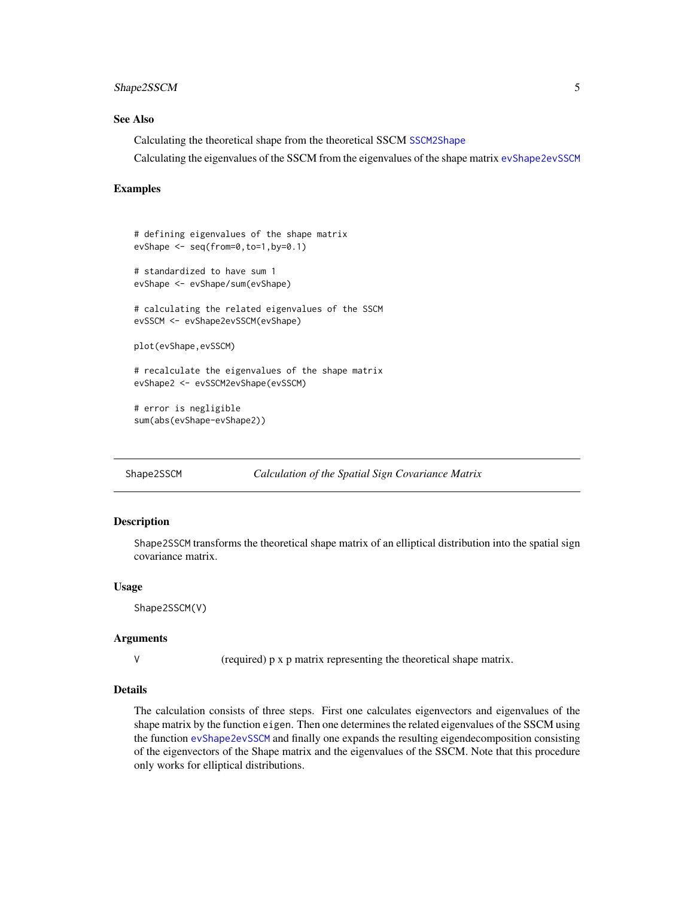### See Also

Calculating the theoretical shape from the theoretical SSCM `SSCM2Shape`

Calculating the eigenvalues of the SSCM from the eigenvalues of the shape matrix `evShape2evSSCM`

### Examples

```
# defining eigenvalues of the shape matrix
evShape <- seq(from=0,to=1,by=0.1)

# standardized to have sum 1
evShape <- evShape/sum(evShape)

# calculating the related eigenvalues of the SSCM
evSSCM <- evShape2evSSCM(evShape)

plot(evShape,evSSCM)

# recalculate the eigenvalues of the shape matrix
evShape2 <- evSSCM2evShape(evSSCM)

# error is negligible
sum(abs(evShape-evShape2))
```

---

## Shape2SSCM — *Calculation of the Spatial Sign Covariance Matrix*

### Description

`Shape2SSCM` transforms the theoretical shape matrix of an elliptical distribution into the spatial sign covariance matrix.

### Usage

```
Shape2SSCM(V)
```

### Arguments

| | |
|---|---|
| V | (required) p x p matrix representing the theoretical shape matrix. |

### Details

The calculation consists of three steps. First one calculates eigenvectors and eigenvalues of the shape matrix by the function `eigen`. Then one determines the related eigenvalues of the SSCM using the function `evShape2evSSCM` and finally one expands the resulting eigendecomposition consisting of the eigenvectors of the Shape matrix and the eigenvalues of the SSCM. Note that this procedure only works for elliptical distributions.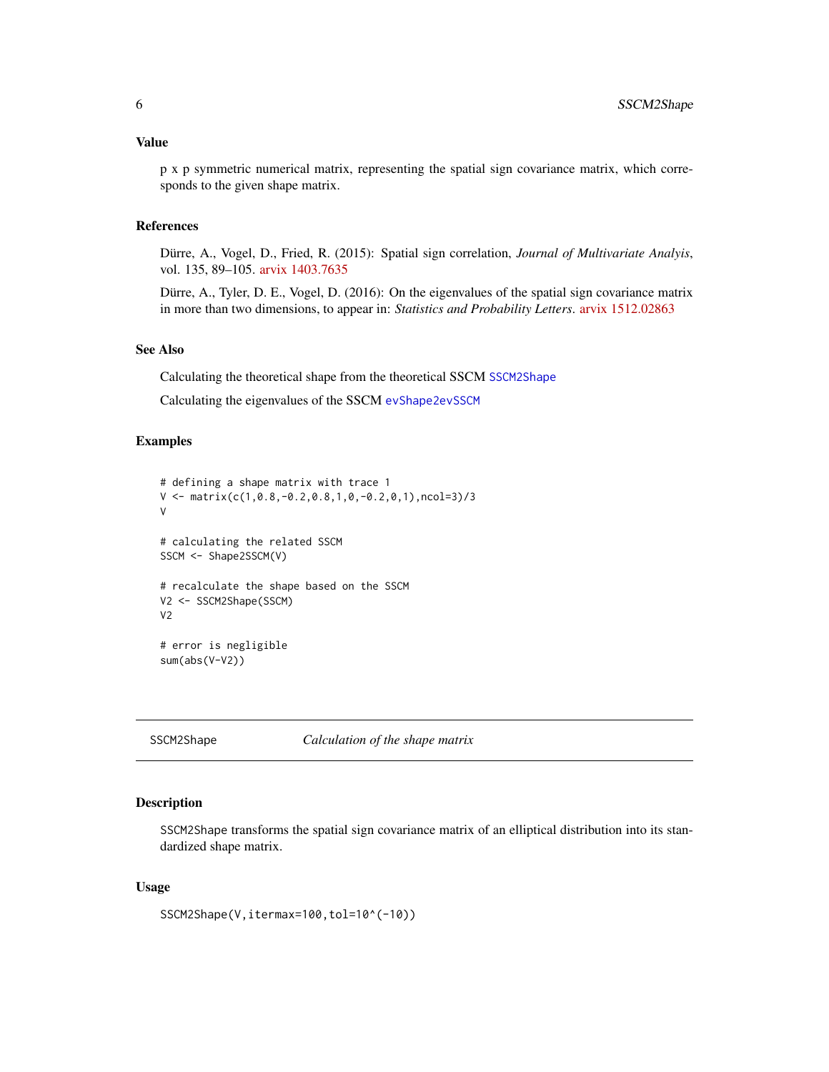## Value

p x p symmetric numerical matrix, representing the spatial sign covariance matrix, which corresponds to the given shape matrix.

## References

Dürre, A., Vogel, D., Fried, R. (2015): Spatial sign correlation, *Journal of Multivariate Analyis*, vol. 135, 89–105. arvix 1403.7635

Dürre, A., Tyler, D. E., Vogel, D. (2016): On the eigenvalues of the spatial sign covariance matrix in more than two dimensions, to appear in: *Statistics and Probability Letters*. arvix 1512.02863

## See Also

Calculating the theoretical shape from the theoretical SSCM `SSCM2Shape`

Calculating the eigenvalues of the SSCM `evShape2evSSCM`

## Examples

```
# defining a shape matrix with trace 1
V <- matrix(c(1,0.8,-0.2,0.8,1,0,-0.2,0,1),ncol=3)/3
V

# calculating the related SSCM
SSCM <- Shape2SSCM(V)

# recalculate the shape based on the SSCM
V2 <- SSCM2Shape(SSCM)
V2

# error is negligible
sum(abs(V-V2))
```

---

# SSCM2Shape — *Calculation of the shape matrix*

## Description

SSCM2Shape transforms the spatial sign covariance matrix of an elliptical distribution into its standardized shape matrix.

## Usage

```
SSCM2Shape(V,itermax=100,tol=10^(-10))
```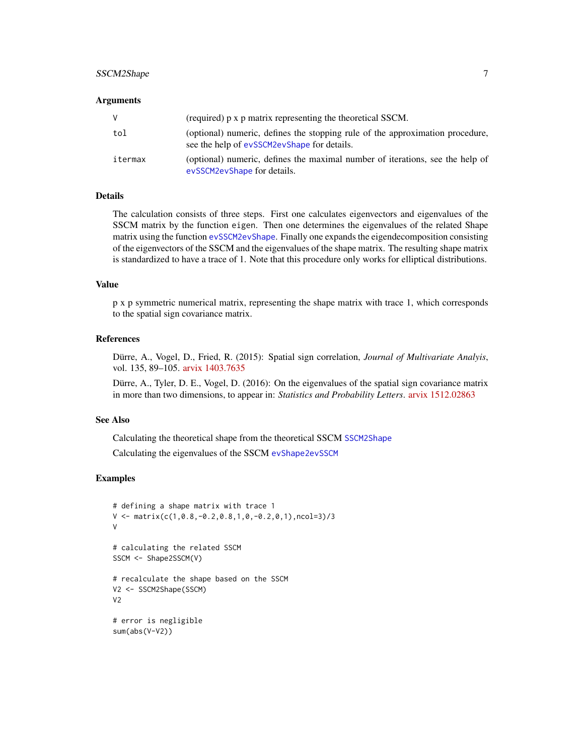### Arguments

| | |
|---|---|
| V | (required) p x p matrix representing the theoretical SSCM. |
| tol | (optional) numeric, defines the stopping rule of the approximation procedure, see the help of `evSSCM2evShape` for details. |
| itermax | (optional) numeric, defines the maximal number of iterations, see the help of `evSSCM2evShape` for details. |

### Details

The calculation consists of three steps. First one calculates eigenvectors and eigenvalues of the SSCM matrix by the function `eigen`. Then one determines the eigenvalues of the related Shape matrix using the function `evSSCM2evShape`. Finally one expands the eigendecomposition consisting of the eigenvectors of the SSCM and the eigenvalues of the shape matrix. The resulting shape matrix is standardized to have a trace of 1. Note that this procedure only works for elliptical distributions.

### Value

p x p symmetric numerical matrix, representing the shape matrix with trace 1, which corresponds to the spatial sign covariance matrix.

### References

Dürre, A., Vogel, D., Fried, R. (2015): Spatial sign correlation, *Journal of Multivariate Analyis*, vol. 135, 89–105. arvix 1403.7635

Dürre, A., Tyler, D. E., Vogel, D. (2016): On the eigenvalues of the spatial sign covariance matrix in more than two dimensions, to appear in: *Statistics and Probability Letters*. arvix 1512.02863

### See Also

Calculating the theoretical shape from the theoretical SSCM `SSCM2Shape`

Calculating the eigenvalues of the SSCM `evShape2evSSCM`

### Examples

```
# defining a shape matrix with trace 1
V <- matrix(c(1,0.8,-0.2,0.8,1,0,-0.2,0,1),ncol=3)/3
V

# calculating the related SSCM
SSCM <- Shape2SSCM(V)

# recalculate the shape based on the SSCM
V2 <- SSCM2Shape(SSCM)
V2

# error is negligible
sum(abs(V-V2))
```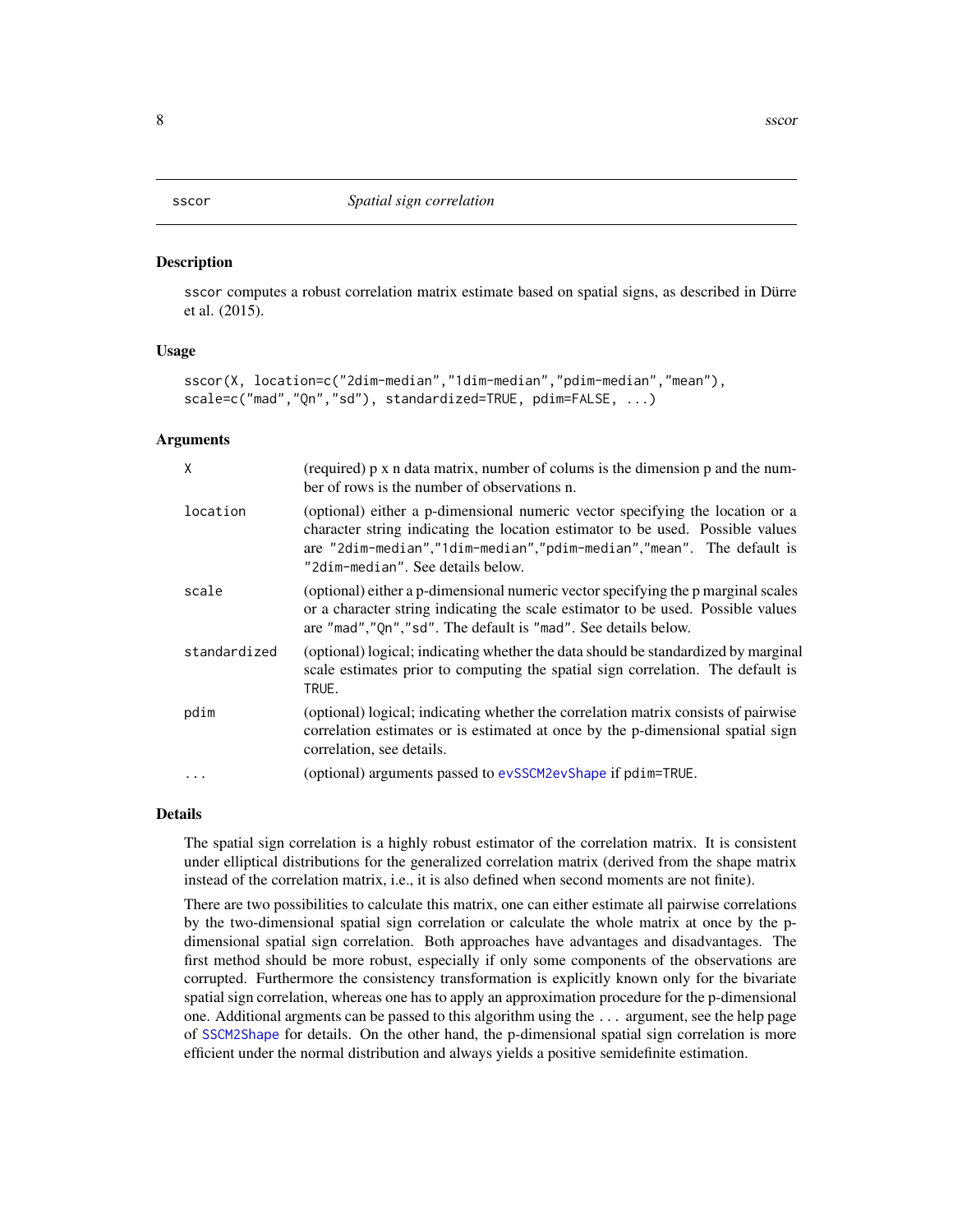# sscor — *Spatial sign correlation*

## Description

sscor computes a robust correlation matrix estimate based on spatial signs, as described in Dürre et al. (2015).

## Usage

```
sscor(X, location=c("2dim-median","1dim-median","pdim-median","mean"),
scale=c("mad","Qn","sd"), standardized=TRUE, pdim=FALSE, ...)
```

## Arguments

| | |
|---|---|
| `X` | (required) p x n data matrix, number of colums is the dimension p and the number of rows is the number of observations n. |
| `location` | (optional) either a p-dimensional numeric vector specifying the location or a character string indicating the location estimator to be used. Possible values are "2dim-median","1dim-median","pdim-median","mean". The default is "2dim-median". See details below. |
| `scale` | (optional) either a p-dimensional numeric vector specifying the p marginal scales or a character string indicating the scale estimator to be used. Possible values are "mad","Qn","sd". The default is "mad". See details below. |
| `standardized` | (optional) logical; indicating whether the data should be standardized by marginal scale estimates prior to computing the spatial sign correlation. The default is TRUE. |
| `pdim` | (optional) logical; indicating whether the correlation matrix consists of pairwise correlation estimates or is estimated at once by the p-dimensional spatial sign correlation, see details. |
| `...` | (optional) arguments passed to `evSSCM2evShape` if pdim=TRUE. |

## Details

The spatial sign correlation is a highly robust estimator of the correlation matrix. It is consistent under elliptical distributions for the generalized correlation matrix (derived from the shape matrix instead of the correlation matrix, i.e., it is also defined when second moments are not finite).

There are two possibilities to calculate this matrix, one can either estimate all pairwise correlations by the two-dimensional spatial sign correlation or calculate the whole matrix at once by the p-dimensional spatial sign correlation. Both approaches have advantages and disadvantages. The first method should be more robust, especially if only some components of the observations are corrupted. Furthermore the consistency transformation is explicitly known only for the bivariate spatial sign correlation, whereas one has to apply an approximation procedure for the p-dimensional one. Additional argments can be passed to this algorithm using the ... argument, see the help page of `SSCM2Shape` for details. On the other hand, the p-dimensional spatial sign correlation is more efficient under the normal distribution and always yields a positive semidefinite estimation.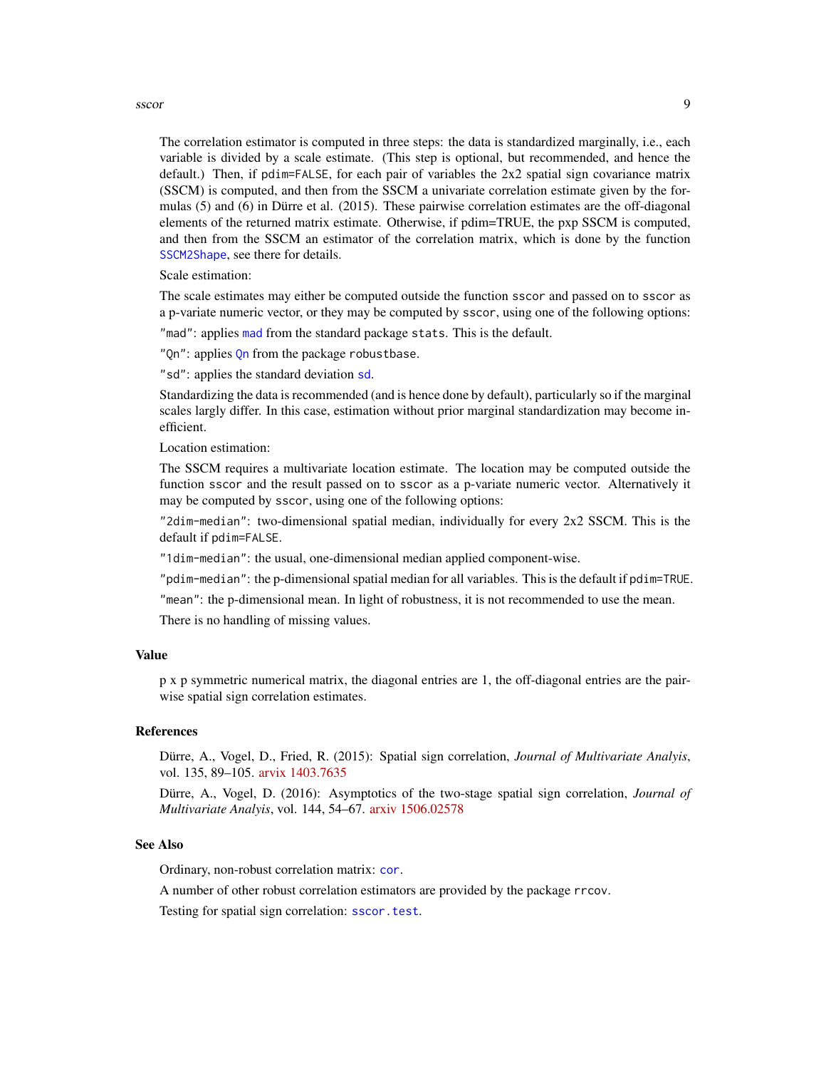The correlation estimator is computed in three steps: the data is standardized marginally, i.e., each variable is divided by a scale estimate. (This step is optional, but recommended, and hence the default.) Then, if `pdim=FALSE`, for each pair of variables the 2x2 spatial sign covariance matrix (SSCM) is computed, and then from the SSCM a univariate correlation estimate given by the formulas (5) and (6) in Dürre et al. (2015). These pairwise correlation estimates are the off-diagonal elements of the returned matrix estimate. Otherwise, if pdim=TRUE, the pxp SSCM is computed, and then from the SSCM an estimator of the correlation matrix, which is done by the function `SSCM2Shape`, see there for details.

Scale estimation:

The scale estimates may either be computed outside the function `sscor` and passed on to `sscor` as a p-variate numeric vector, or they may be computed by `sscor`, using one of the following options:

`"mad"`: applies `mad` from the standard package `stats`. This is the default.

`"Qn"`: applies `Qn` from the package `robustbase`.

`"sd"`: applies the standard deviation `sd`.

Standardizing the data is recommended (and is hence done by default), particularly so if the marginal scales largly differ. In this case, estimation without prior marginal standardization may become inefficient.

Location estimation:

The SSCM requires a multivariate location estimate. The location may be computed outside the function `sscor` and the result passed on to `sscor` as a p-variate numeric vector. Alternatively it may be computed by `sscor`, using one of the following options:

`"2dim-median"`: two-dimensional spatial median, individually for every 2x2 SSCM. This is the default if `pdim=FALSE`.

`"1dim-median"`: the usual, one-dimensional median applied component-wise.

`"pdim-median"`: the p-dimensional spatial median for all variables. This is the default if `pdim=TRUE`.

`"mean"`: the p-dimensional mean. In light of robustness, it is not recommended to use the mean.

There is no handling of missing values.

### Value

p x p symmetric numerical matrix, the diagonal entries are 1, the off-diagonal entries are the pairwise spatial sign correlation estimates.

### References

Dürre, A., Vogel, D., Fried, R. (2015): Spatial sign correlation, *Journal of Multivariate Analyis*, vol. 135, 89–105. arvix 1403.7635

Dürre, A., Vogel, D. (2016): Asymptotics of the two-stage spatial sign correlation, *Journal of Multivariate Analyis*, vol. 144, 54–67. arxiv 1506.02578

### See Also

Ordinary, non-robust correlation matrix: `cor`.

A number of other robust correlation estimators are provided by the package `rrcov`.

Testing for spatial sign correlation: `sscor.test`.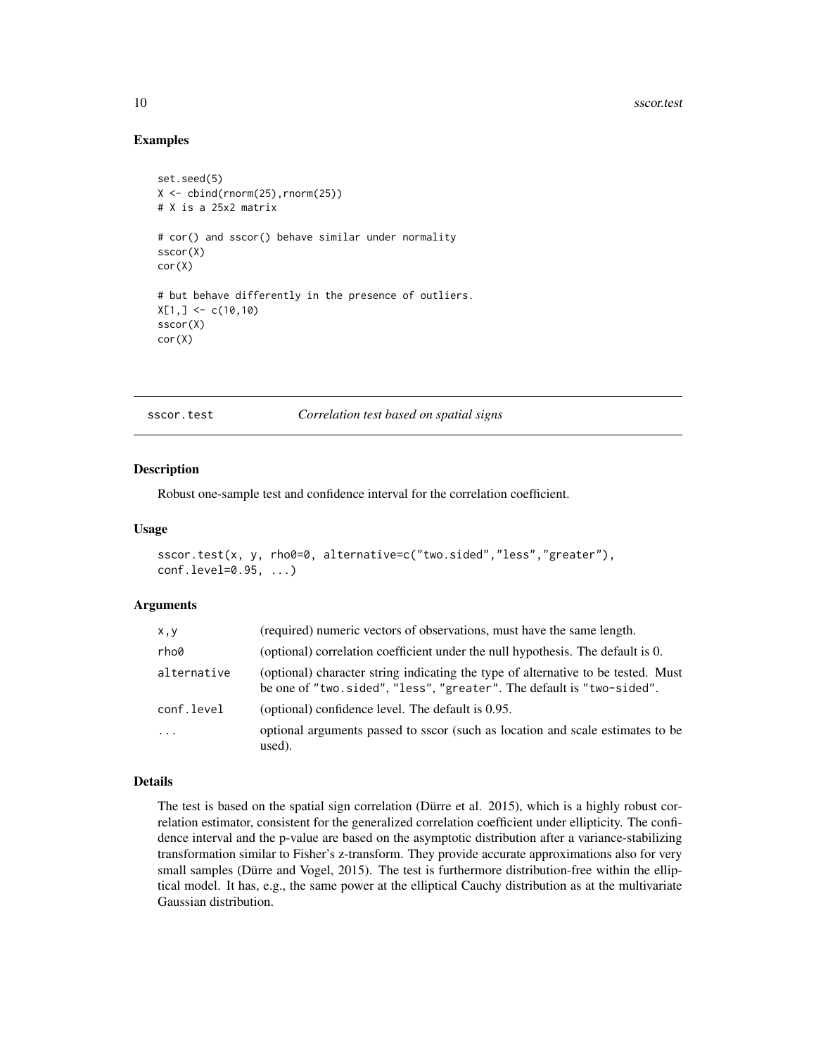## Examples

```
set.seed(5)
X <- cbind(rnorm(25),rnorm(25))
# X is a 25x2 matrix

# cor() and sscor() behave similar under normality
sscor(X)
cor(X)

# but behave differently in the presence of outliers.
X[1,] <- c(10,10)
sscor(X)
cor(X)
```

---

# sscor.test — *Correlation test based on spatial signs*

---

## Description

Robust one-sample test and confidence interval for the correlation coefficient.

## Usage

```
sscor.test(x, y, rho0=0, alternative=c("two.sided","less","greater"),
conf.level=0.95, ...)
```

## Arguments

| | |
|---|---|
| `x,y` | (required) numeric vectors of observations, must have the same length. |
| `rho0` | (optional) correlation coefficient under the null hypothesis. The default is 0. |
| `alternative` | (optional) character string indicating the type of alternative to be tested. Must be one of `"two.sided"`, `"less"`, `"greater"`. The default is `"two-sided"`. |
| `conf.level` | (optional) confidence level. The default is 0.95. |
| `...` | optional arguments passed to sscor (such as location and scale estimates to be used). |

## Details

The test is based on the spatial sign correlation (Dürre et al. 2015), which is a highly robust correlation estimator, consistent for the generalized correlation coefficient under ellipticity. The confidence interval and the p-value are based on the asymptotic distribution after a variance-stabilizing transformation similar to Fisher's z-transform. They provide accurate approximations also for very small samples (Dürre and Vogel, 2015). The test is furthermore distribution-free within the elliptical model. It has, e.g., the same power at the elliptical Cauchy distribution as at the multivariate Gaussian distribution.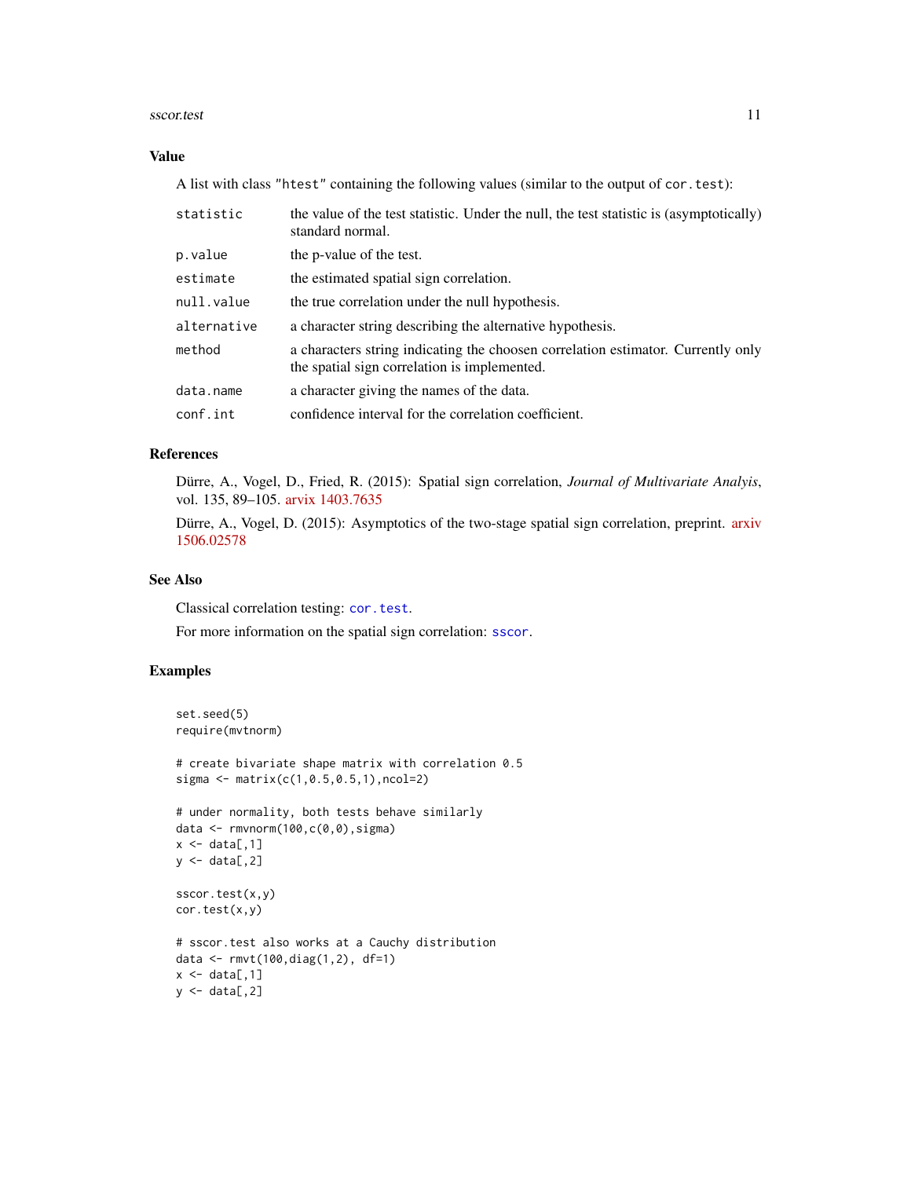## Value

A list with class "htest" containing the following values (similar to the output of cor.test):

| | |
|---|---|
| statistic | the value of the test statistic. Under the null, the test statistic is (asymptotically) standard normal. |
| p.value | the p-value of the test. |
| estimate | the estimated spatial sign correlation. |
| null.value | the true correlation under the null hypothesis. |
| alternative | a character string describing the alternative hypothesis. |
| method | a characters string indicating the choosen correlation estimator. Currently only the spatial sign correlation is implemented. |
| data.name | a character giving the names of the data. |
| conf.int | confidence interval for the correlation coefficient. |

## References

Dürre, A., Vogel, D., Fried, R. (2015): Spatial sign correlation, *Journal of Multivariate Analyis*, vol. 135, 89–105. arvix 1403.7635

Dürre, A., Vogel, D. (2015): Asymptotics of the two-stage spatial sign correlation, preprint. arxiv 1506.02578

## See Also

Classical correlation testing: cor.test.

For more information on the spatial sign correlation: sscor.

## Examples

```
set.seed(5)
require(mvtnorm)

# create bivariate shape matrix with correlation 0.5
sigma <- matrix(c(1,0.5,0.5,1),ncol=2)

# under normality, both tests behave similarly
data <- rmvnorm(100,c(0,0),sigma)
x <- data[,1]
y <- data[,2]

sscor.test(x,y)
cor.test(x,y)

# sscor.test also works at a Cauchy distribution
data <- rmvt(100,diag(1,2), df=1)
x <- data[,1]
y <- data[,2]
```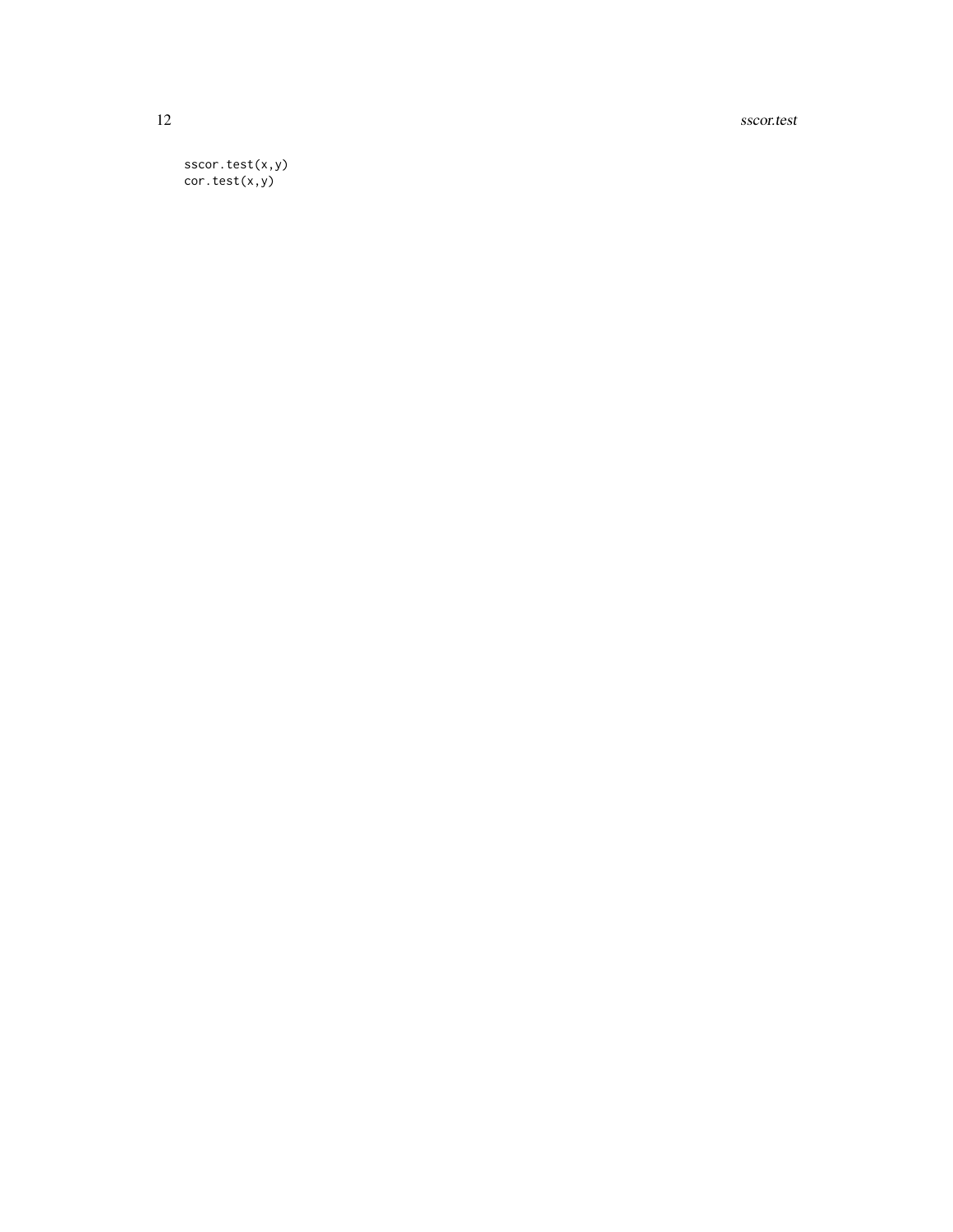```
sscor.test(x,y)
cor.test(x,y)
```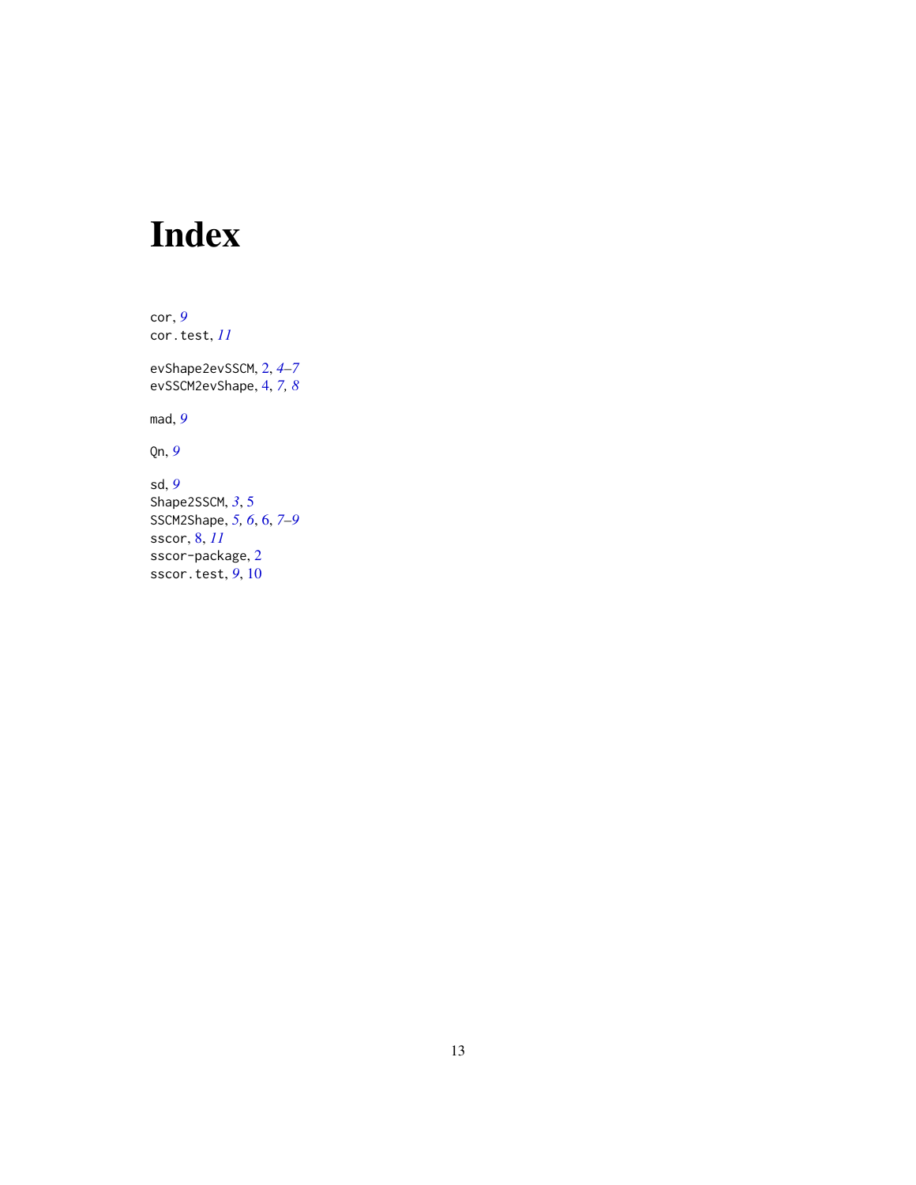# Index

cor, *9*
cor.test, *11*

evShape2evSSCM, 2, *4–7*
evSSCM2evShape, 4, *7, 8*

mad, *9*

Qn, *9*

sd, *9*
Shape2SSCM, *3*, 5
SSCM2Shape, *5, 6*, 6, *7–9*
sscor, 8, *11*
sscor-package, 2
sscor.test, *9*, 10